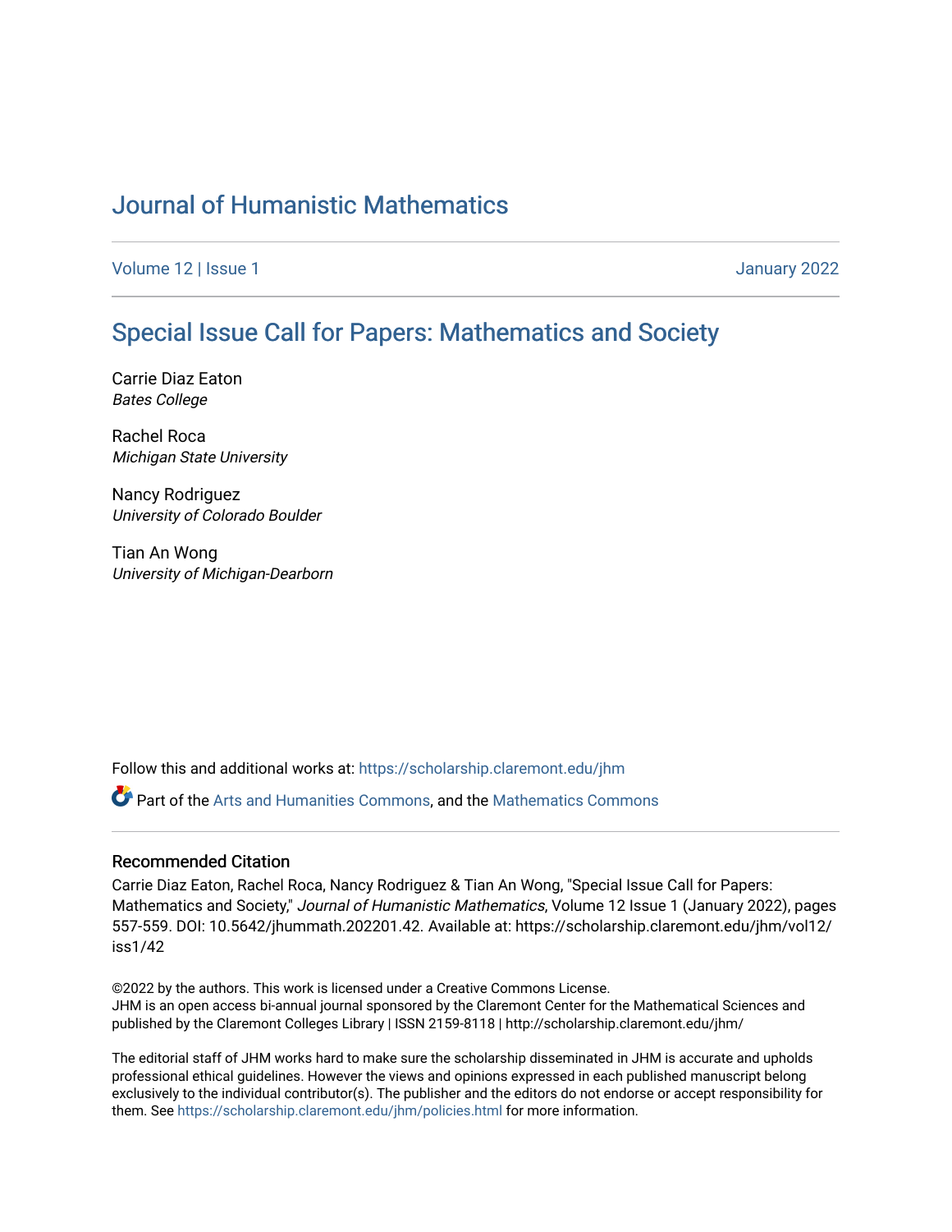# Journal of Humanistic Mathematics

Volume 12 | Issue 1 January 2022

## Special Issue Call for Papers: Mathematics and Society

Carrie Diaz Eaton
*Bates College*

Rachel Roca
*Michigan State University*

Nancy Rodriguez
*University of Colorado Boulder*

Tian An Wong
*University of Michigan-Dearborn*

Follow this and additional works at: https://scholarship.claremont.edu/jhm

Part of the Arts and Humanities Commons, and the Mathematics Commons

### Recommended Citation

Carrie Diaz Eaton, Rachel Roca, Nancy Rodriguez & Tian An Wong, "Special Issue Call for Papers: Mathematics and Society," *Journal of Humanistic Mathematics*, Volume 12 Issue 1 (January 2022), pages 557-559. DOI: 10.5642/jhummath.202201.42. Available at: https://scholarship.claremont.edu/jhm/vol12/iss1/42

©2022 by the authors. This work is licensed under a Creative Commons License.
JHM is an open access bi-annual journal sponsored by the Claremont Center for the Mathematical Sciences and published by the Claremont Colleges Library | ISSN 2159-8118 | http://scholarship.claremont.edu/jhm/

The editorial staff of JHM works hard to make sure the scholarship disseminated in JHM is accurate and upholds professional ethical guidelines. However the views and opinions expressed in each published manuscript belong exclusively to the individual contributor(s). The publisher and the editors do not endorse or accept responsibility for them. See https://scholarship.claremont.edu/jhm/policies.html for more information.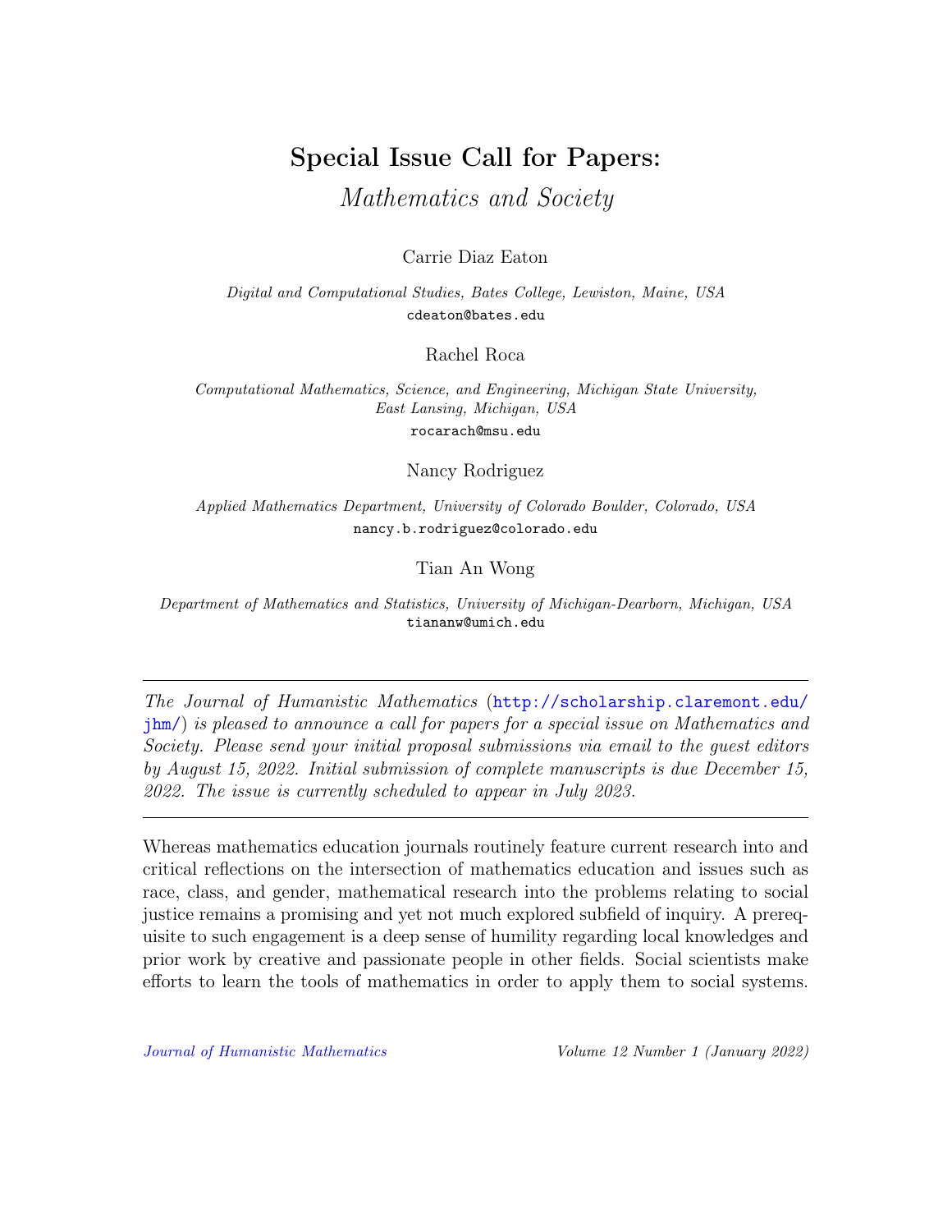# Special Issue Call for Papers:

## *Mathematics and Society*

Carrie Diaz Eaton

*Digital and Computational Studies, Bates College, Lewiston, Maine, USA*
cdeaton@bates.edu

Rachel Roca

*Computational Mathematics, Science, and Engineering, Michigan State University, East Lansing, Michigan, USA*
rocarach@msu.edu

Nancy Rodriguez

*Applied Mathematics Department, University of Colorado Boulder, Colorado, USA*
nancy.b.rodriguez@colorado.edu

Tian An Wong

*Department of Mathematics and Statistics, University of Michigan-Dearborn, Michigan, USA*
tiananw@umich.edu

---

*The Journal of Humanistic Mathematics (*http://scholarship.claremont.edu/jhm/*) is pleased to announce a call for papers for a special issue on Mathematics and Society. Please send your initial proposal submissions via email to the guest editors by August 15, 2022. Initial submission of complete manuscripts is due December 15, 2022. The issue is currently scheduled to appear in July 2023.*

---

Whereas mathematics education journals routinely feature current research into and critical reflections on the intersection of mathematics education and issues such as race, class, and gender, mathematical research into the problems relating to social justice remains a promising and yet not much explored subfield of inquiry. A prerequisite to such engagement is a deep sense of humility regarding local knowledges and prior work by creative and passionate people in other fields. Social scientists make efforts to learn the tools of mathematics in order to apply them to social systems.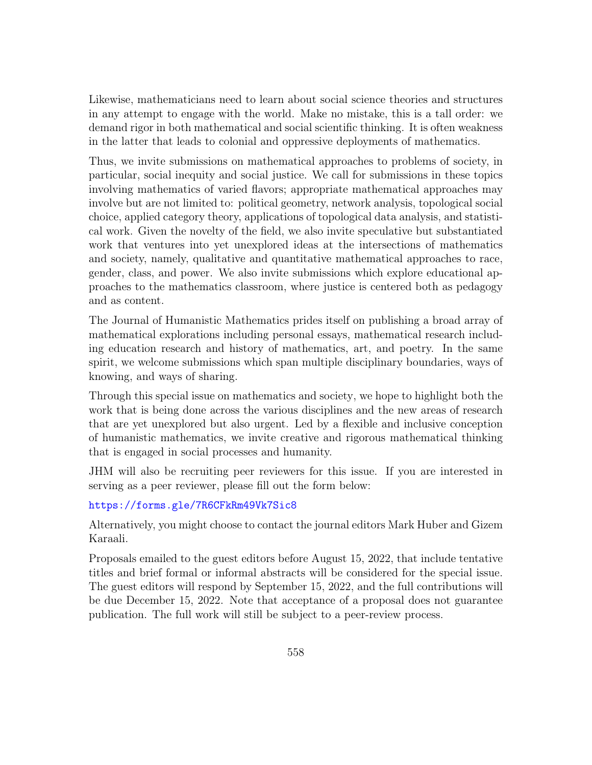Likewise, mathematicians need to learn about social science theories and structures in any attempt to engage with the world. Make no mistake, this is a tall order: we demand rigor in both mathematical and social scientific thinking. It is often weakness in the latter that leads to colonial and oppressive deployments of mathematics.

Thus, we invite submissions on mathematical approaches to problems of society, in particular, social inequity and social justice. We call for submissions in these topics involving mathematics of varied flavors; appropriate mathematical approaches may involve but are not limited to: political geometry, network analysis, topological social choice, applied category theory, applications of topological data analysis, and statistical work. Given the novelty of the field, we also invite speculative but substantiated work that ventures into yet unexplored ideas at the intersections of mathematics and society, namely, qualitative and quantitative mathematical approaches to race, gender, class, and power. We also invite submissions which explore educational approaches to the mathematics classroom, where justice is centered both as pedagogy and as content.

The Journal of Humanistic Mathematics prides itself on publishing a broad array of mathematical explorations including personal essays, mathematical research including education research and history of mathematics, art, and poetry. In the same spirit, we welcome submissions which span multiple disciplinary boundaries, ways of knowing, and ways of sharing.

Through this special issue on mathematics and society, we hope to highlight both the work that is being done across the various disciplines and the new areas of research that are yet unexplored but also urgent. Led by a flexible and inclusive conception of humanistic mathematics, we invite creative and rigorous mathematical thinking that is engaged in social processes and humanity.

JHM will also be recruiting peer reviewers for this issue. If you are interested in serving as a peer reviewer, please fill out the form below:

https://forms.gle/7R6CFkRm49Vk7Sic8

Alternatively, you might choose to contact the journal editors Mark Huber and Gizem Karaali.

Proposals emailed to the guest editors before August 15, 2022, that include tentative titles and brief formal or informal abstracts will be considered for the special issue. The guest editors will respond by September 15, 2022, and the full contributions will be due December 15, 2022. Note that acceptance of a proposal does not guarantee publication. The full work will still be subject to a peer-review process.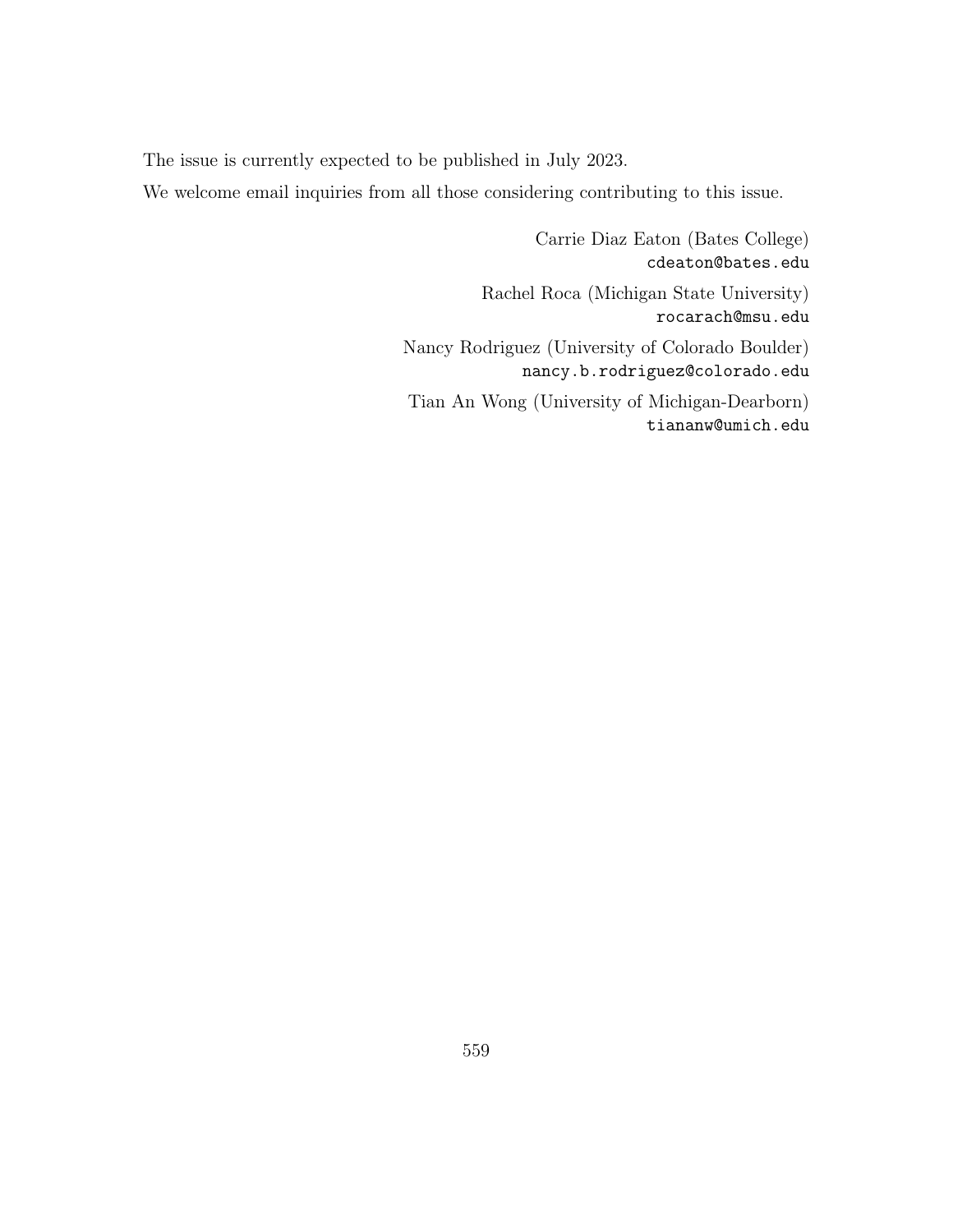The issue is currently expected to be published in July 2023.

We welcome email inquiries from all those considering contributing to this issue.

Carrie Diaz Eaton (Bates College)
`cdeaton@bates.edu`

Rachel Roca (Michigan State University)
`rocarach@msu.edu`

Nancy Rodriguez (University of Colorado Boulder)
`nancy.b.rodriguez@colorado.edu`

Tian An Wong (University of Michigan-Dearborn)
`tiananw@umich.edu`